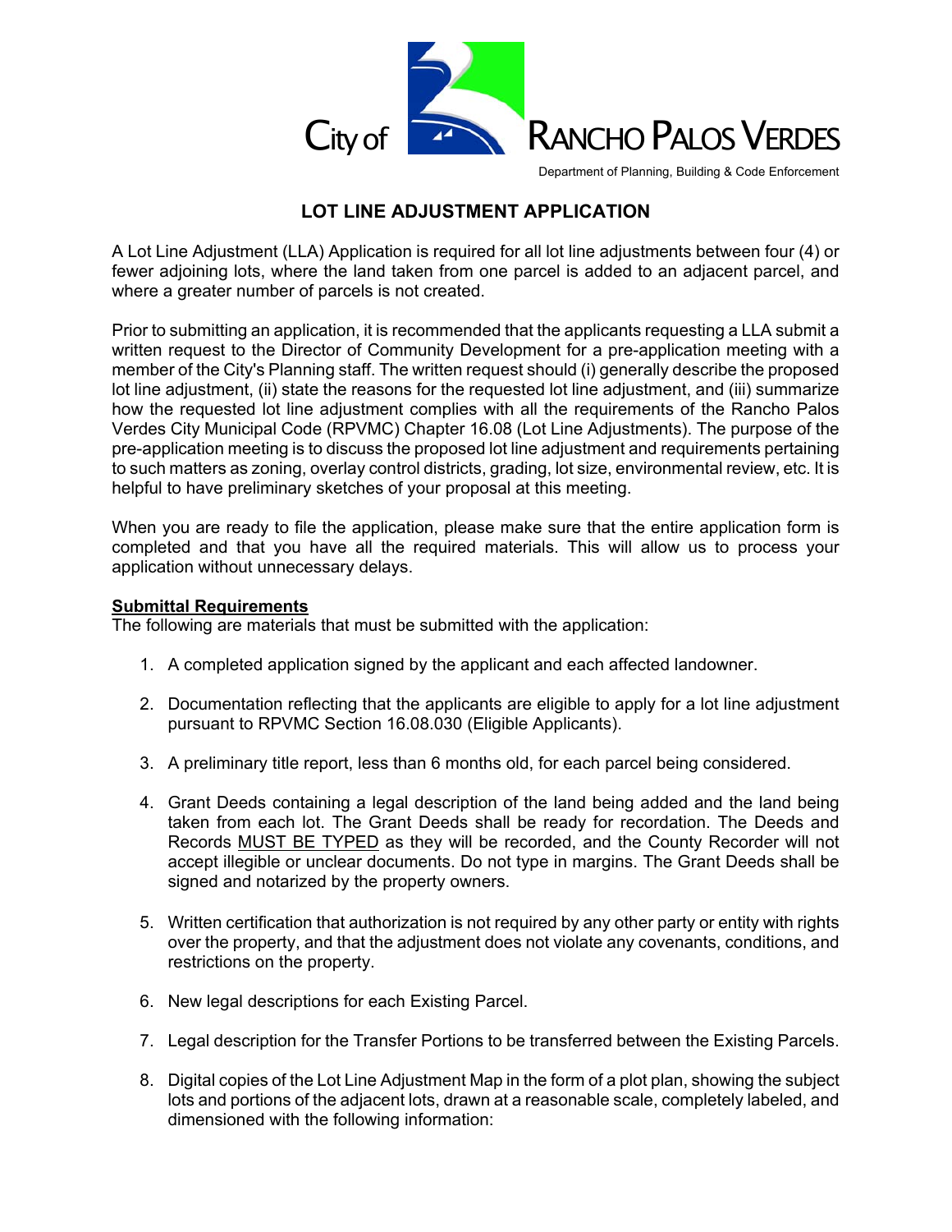City of RANCHO PALOS VERDES

Department of Planning, Building & Code Enforcement

# LOT LINE ADJUSTMENT APPLICATION

A Lot Line Adjustment (LLA) Application is required for all lot line adjustments between four (4) or fewer adjoining lots, where the land taken from one parcel is added to an adjacent parcel, and where a greater number of parcels is not created.

Prior to submitting an application, it is recommended that the applicants requesting a LLA submit a written request to the Director of Community Development for a pre-application meeting with a member of the City's Planning staff. The written request should (i) generally describe the proposed lot line adjustment, (ii) state the reasons for the requested lot line adjustment, and (iii) summarize how the requested lot line adjustment complies with all the requirements of the Rancho Palos Verdes City Municipal Code (RPVMC) Chapter 16.08 (Lot Line Adjustments). The purpose of the pre-application meeting is to discuss the proposed lot line adjustment and requirements pertaining to such matters as zoning, overlay control districts, grading, lot size, environmental review, etc. It is helpful to have preliminary sketches of your proposal at this meeting.

When you are ready to file the application, please make sure that the entire application form is completed and that you have all the required materials. This will allow us to process your application without unnecessary delays.

**Submittal Requirements**

The following are materials that must be submitted with the application:

1. A completed application signed by the applicant and each affected landowner.

2. Documentation reflecting that the applicants are eligible to apply for a lot line adjustment pursuant to RPVMC Section 16.08.030 (Eligible Applicants).

3. A preliminary title report, less than 6 months old, for each parcel being considered.

4. Grant Deeds containing a legal description of the land being added and the land being taken from each lot. The Grant Deeds shall be ready for recordation. The Deeds and Records MUST BE TYPED as they will be recorded, and the County Recorder will not accept illegible or unclear documents. Do not type in margins. The Grant Deeds shall be signed and notarized by the property owners.

5. Written certification that authorization is not required by any other party or entity with rights over the property, and that the adjustment does not violate any covenants, conditions, and restrictions on the property.

6. New legal descriptions for each Existing Parcel.

7. Legal description for the Transfer Portions to be transferred between the Existing Parcels.

8. Digital copies of the Lot Line Adjustment Map in the form of a plot plan, showing the subject lots and portions of the adjacent lots, drawn at a reasonable scale, completely labeled, and dimensioned with the following information: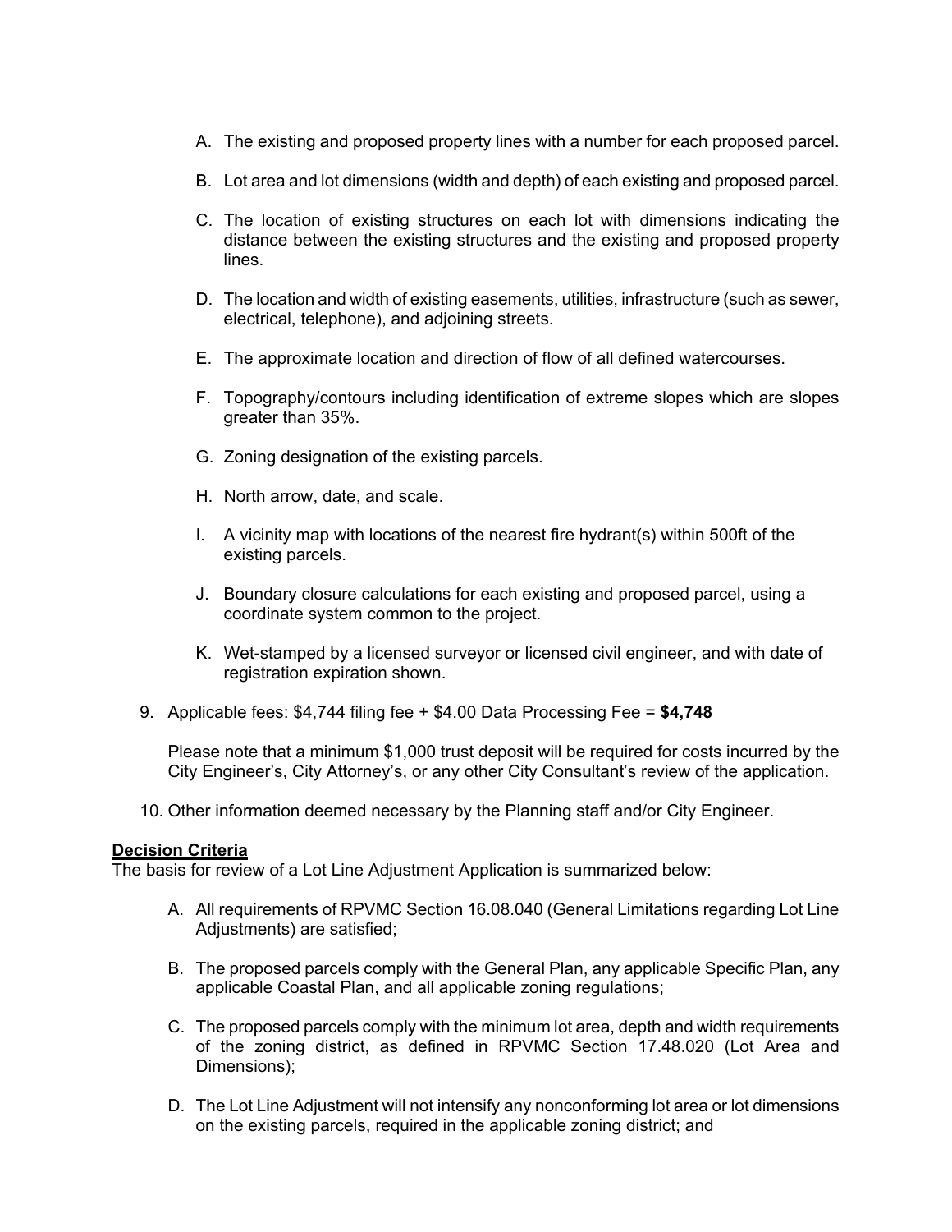A. The existing and proposed property lines with a number for each proposed parcel.

B. Lot area and lot dimensions (width and depth) of each existing and proposed parcel.

C. The location of existing structures on each lot with dimensions indicating the distance between the existing structures and the existing and proposed property lines.

D. The location and width of existing easements, utilities, infrastructure (such as sewer, electrical, telephone), and adjoining streets.

E. The approximate location and direction of flow of all defined watercourses.

F. Topography/contours including identification of extreme slopes which are slopes greater than 35%.

G. Zoning designation of the existing parcels.

H. North arrow, date, and scale.

I. A vicinity map with locations of the nearest fire hydrant(s) within 500ft of the existing parcels.

J. Boundary closure calculations for each existing and proposed parcel, using a coordinate system common to the project.

K. Wet-stamped by a licensed surveyor or licensed civil engineer, and with date of registration expiration shown.

9. Applicable fees: $4,744 filing fee + $4.00 Data Processing Fee = **$4,748**

   Please note that a minimum $1,000 trust deposit will be required for costs incurred by the City Engineer's, City Attorney's, or any other City Consultant's review of the application.

10. Other information deemed necessary by the Planning staff and/or City Engineer.

**Decision Criteria**

The basis for review of a Lot Line Adjustment Application is summarized below:

A. All requirements of RPVMC Section 16.08.040 (General Limitations regarding Lot Line Adjustments) are satisfied;

B. The proposed parcels comply with the General Plan, any applicable Specific Plan, any applicable Coastal Plan, and all applicable zoning regulations;

C. The proposed parcels comply with the minimum lot area, depth and width requirements of the zoning district, as defined in RPVMC Section 17.48.020 (Lot Area and Dimensions);

D. The Lot Line Adjustment will not intensify any nonconforming lot area or lot dimensions on the existing parcels, required in the applicable zoning district; and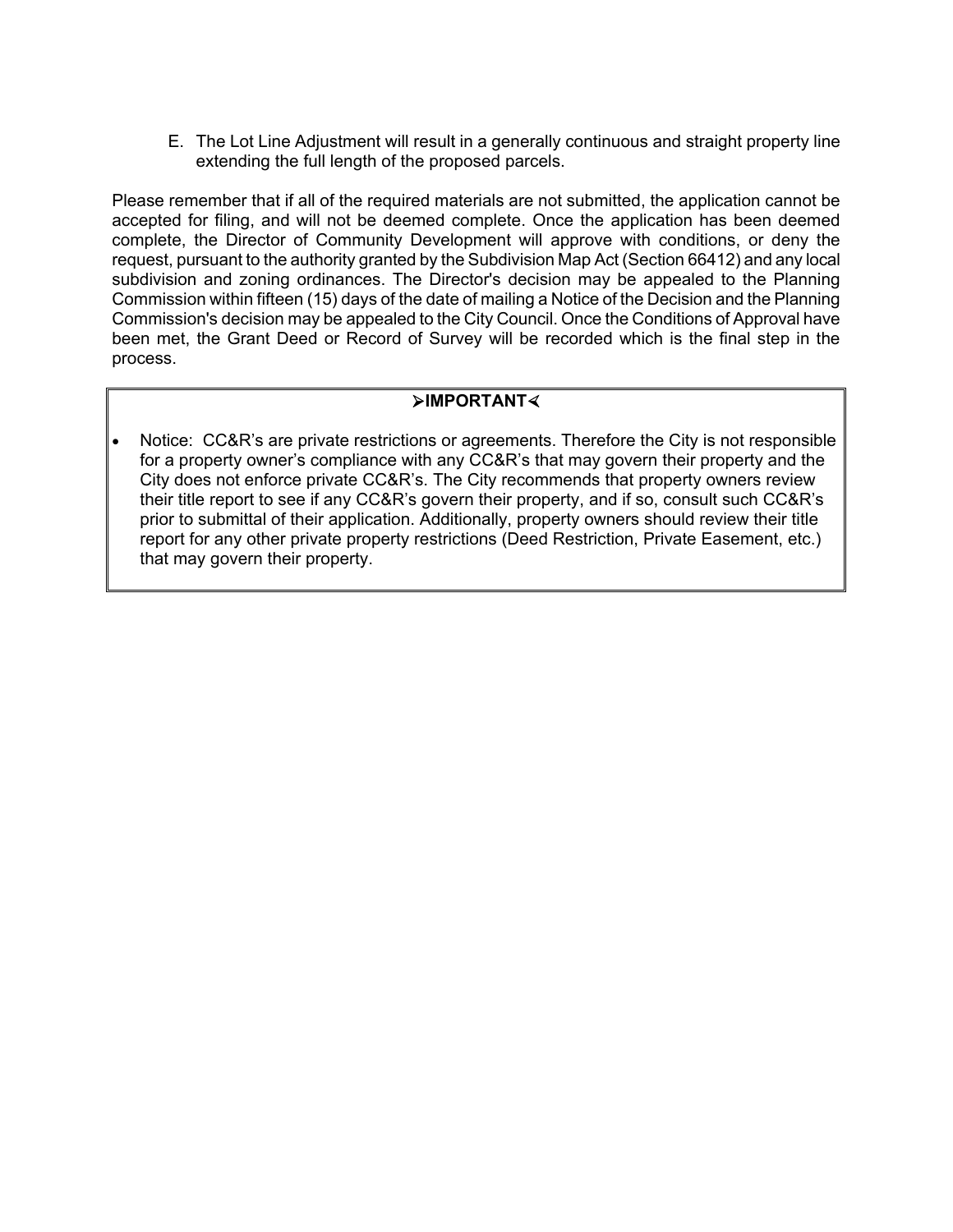E. The Lot Line Adjustment will result in a generally continuous and straight property line extending the full length of the proposed parcels.

Please remember that if all of the required materials are not submitted, the application cannot be accepted for filing, and will not be deemed complete. Once the application has been deemed complete, the Director of Community Development will approve with conditions, or deny the request, pursuant to the authority granted by the Subdivision Map Act (Section 66412) and any local subdivision and zoning ordinances. The Director's decision may be appealed to the Planning Commission within fifteen (15) days of the date of mailing a Notice of the Decision and the Planning Commission's decision may be appealed to the City Council. Once the Conditions of Approval have been met, the Grant Deed or Record of Survey will be recorded which is the final step in the process.

**➢IMPORTANT⋖**

- Notice: CC&R's are private restrictions or agreements. Therefore the City is not responsible for a property owner's compliance with any CC&R's that may govern their property and the City does not enforce private CC&R's. The City recommends that property owners review their title report to see if any CC&R's govern their property, and if so, consult such CC&R's prior to submittal of their application. Additionally, property owners should review their title report for any other private property restrictions (Deed Restriction, Private Easement, etc.) that may govern their property.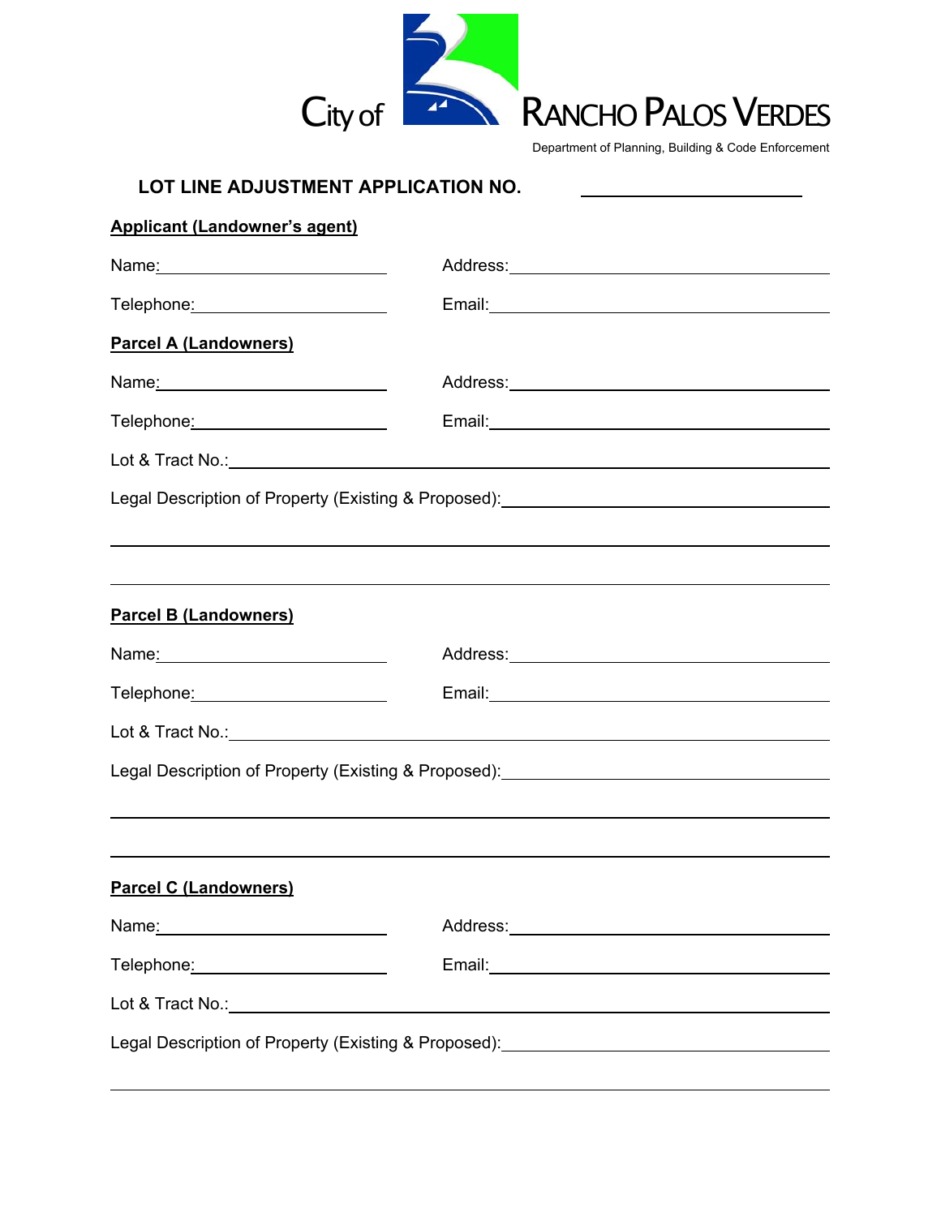City of RANCHO PALOS VERDES

Department of Planning, Building & Code Enforcement

## LOT LINE ADJUSTMENT APPLICATION NO. ____________________

**Applicant (Landowner's agent)**

Name: ______________________ Address: ______________________________

Telephone: __________________ Email: ________________________________

**Parcel A (Landowners)**

Name: ______________________ Address: ______________________________

Telephone: __________________ Email: ________________________________

Lot & Tract No.: ________________________________________________

Legal Description of Property (Existing & Proposed): __________________

_____________________________________________________________

_____________________________________________________________

**Parcel B (Landowners)**

Name: ______________________ Address: ______________________________

Telephone: __________________ Email: ________________________________

Lot & Tract No.: ________________________________________________

Legal Description of Property (Existing & Proposed): __________________

_____________________________________________________________

_____________________________________________________________

**Parcel C (Landowners)**

Name: ______________________ Address: ______________________________

Telephone: __________________ Email: ________________________________

Lot & Tract No.: ________________________________________________

Legal Description of Property (Existing & Proposed): __________________

_____________________________________________________________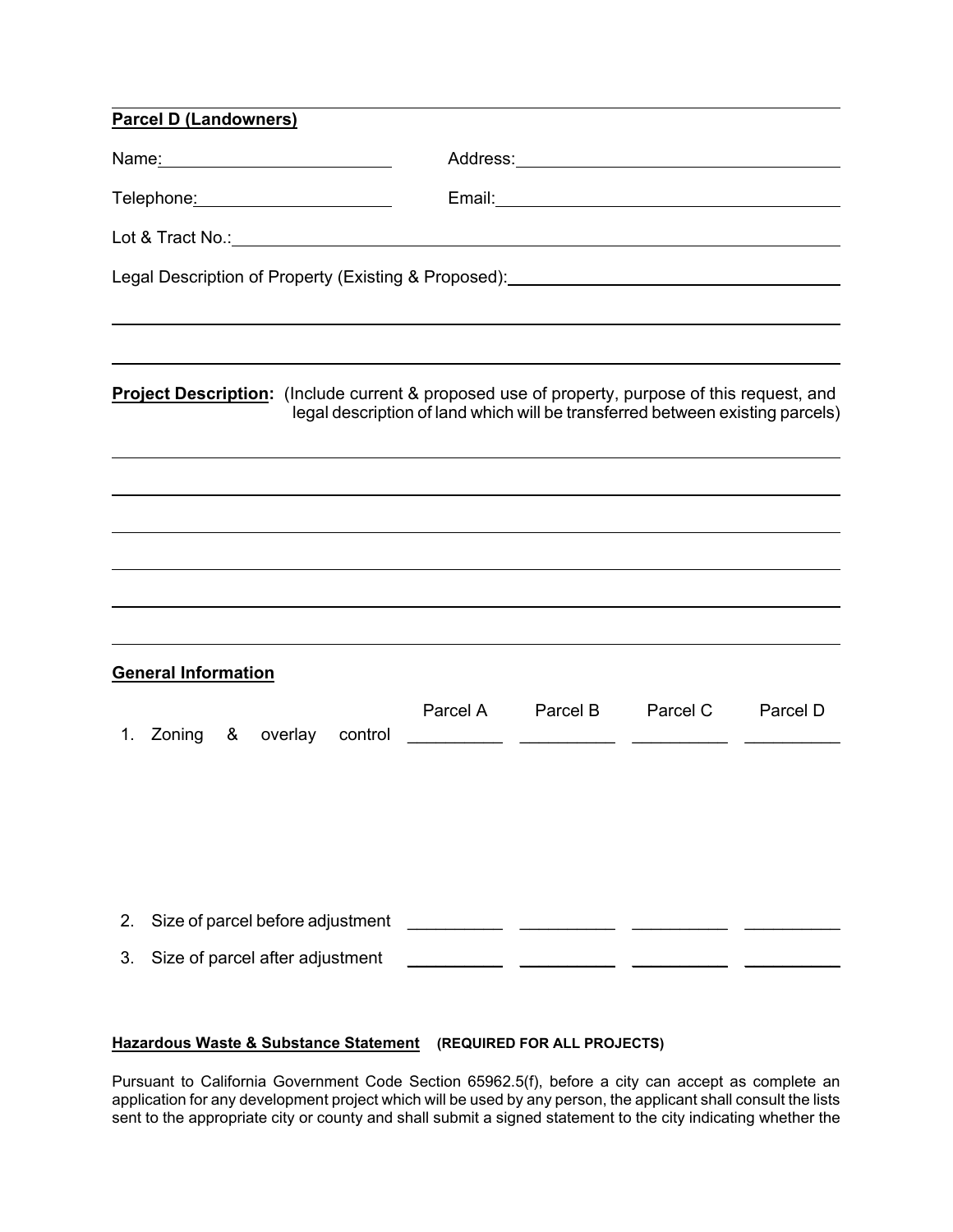**Parcel D (Landowners)**

Name: ______________________ Address: ______________________

Telephone: ______________________ Email: ______________________

Lot & Tract No.: ______________________

Legal Description of Property (Existing & Proposed): ______________________

______________________

______________________

**Project Description:** (Include current & proposed use of property, purpose of this request, and legal description of land which will be transferred between existing parcels)

______________________

______________________

______________________

______________________

______________________

______________________

**General Information**

| | Parcel A | Parcel B | Parcel C | Parcel D |
|---|---|---|---|---|
| 1. Zoning & overlay control | ________ | ________ | ________ | ________ |
| 2. Size of parcel before adjustment | ________ | ________ | ________ | ________ |
| 3. Size of parcel after adjustment | ________ | ________ | ________ | ________ |

**Hazardous Waste & Substance Statement** **(REQUIRED FOR ALL PROJECTS)**

Pursuant to California Government Code Section 65962.5(f), before a city can accept as complete an application for any development project which will be used by any person, the applicant shall consult the lists sent to the appropriate city or county and shall submit a signed statement to the city indicating whether the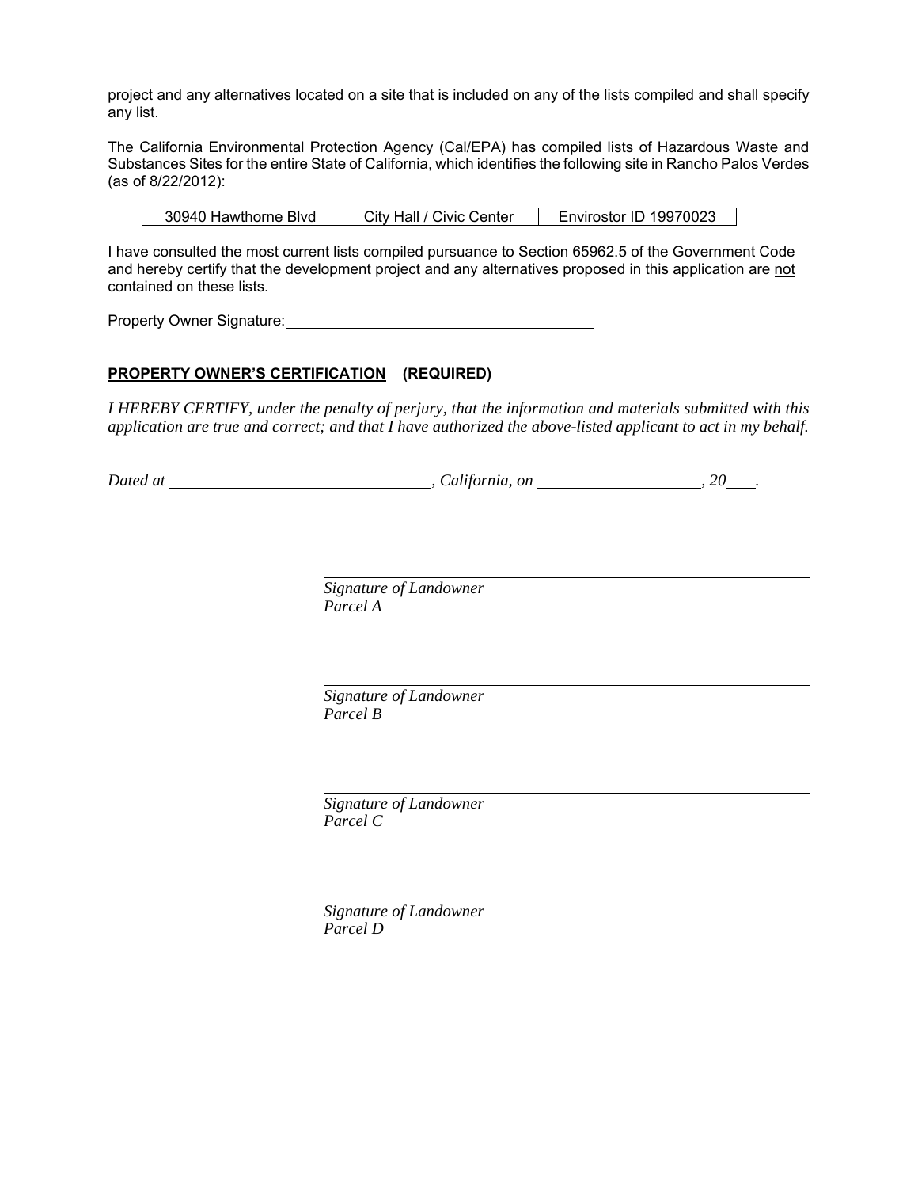project and any alternatives located on a site that is included on any of the lists compiled and shall specify any list.

The California Environmental Protection Agency (Cal/EPA) has compiled lists of Hazardous Waste and Substances Sites for the entire State of California, which identifies the following site in Rancho Palos Verdes (as of 8/22/2012):

| | | |
|---|---|---|
| 30940 Hawthorne Blvd | City Hall / Civic Center | Envirostor ID 19970023 |

I have consulted the most current lists compiled pursuance to Section 65962.5 of the Government Code and hereby certify that the development project and any alternatives proposed in this application are <u>not</u> contained on these lists.

Property Owner Signature:______________________________________

**PROPERTY OWNER'S CERTIFICATION (REQUIRED)**

*I HEREBY CERTIFY, under the penalty of perjury, that the information and materials submitted with this application are true and correct; and that I have authorized the above-listed applicant to act in my behalf.*

*Dated at ______________________________, California, on ___________________, 20___.*

______________________________________________
*Signature of Landowner*
*Parcel A*

______________________________________________
*Signature of Landowner*
*Parcel B*

______________________________________________
*Signature of Landowner*
*Parcel C*

______________________________________________
*Signature of Landowner*
*Parcel D*